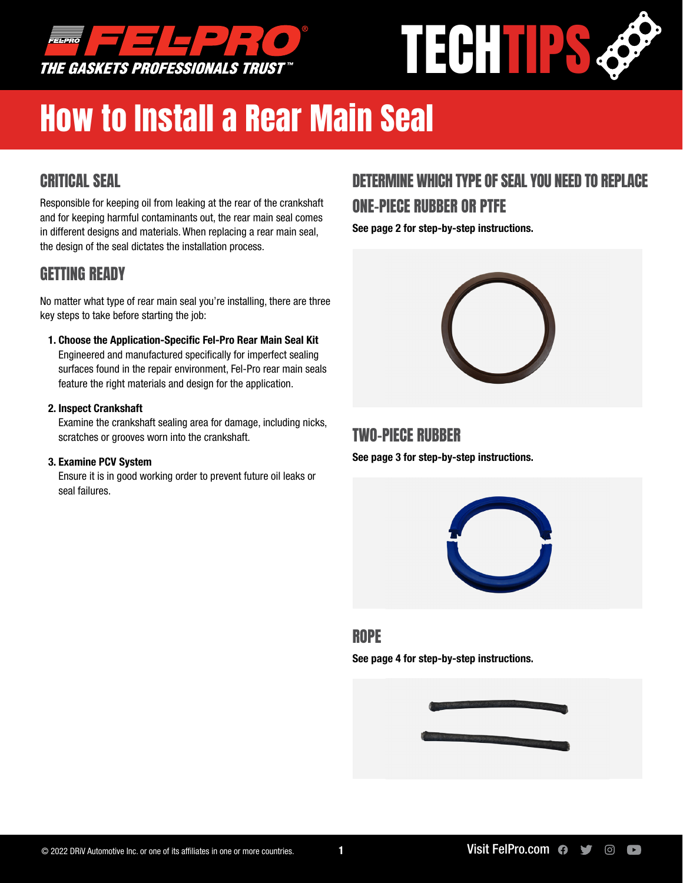# How to Install a Rear Main Seal

## CRITICAL SEAL

Responsible for keeping oil from leaking at the rear of the crankshaft and for keeping harmful contaminants out, the rear main seal comes in different designs and materials. When replacing a rear main seal, the design of the seal dictates the installation process.

## GETTING READY

No matter what type of rear main seal you're installing, there are three key steps to take before starting the job:

1. **Choose the Application-Specific Fel-Pro Rear Main Seal Kit**
   Engineered and manufactured specifically for imperfect sealing surfaces found in the repair environment, Fel-Pro rear main seals feature the right materials and design for the application.

2. **Inspect Crankshaft**
   Examine the crankshaft sealing area for damage, including nicks, scratches or grooves worn into the crankshaft.

3. **Examine PCV System**
   Ensure it is in good working order to prevent future oil leaks or seal failures.

## DETERMINE WHICH TYPE OF SEAL YOU NEED TO REPLACE

## ONE-PIECE RUBBER OR PTFE

**See page 2 for step-by-step instructions.**

## TWO-PIECE RUBBER

**See page 3 for step-by-step instructions.**

## ROPE

**See page 4 for step-by-step instructions.**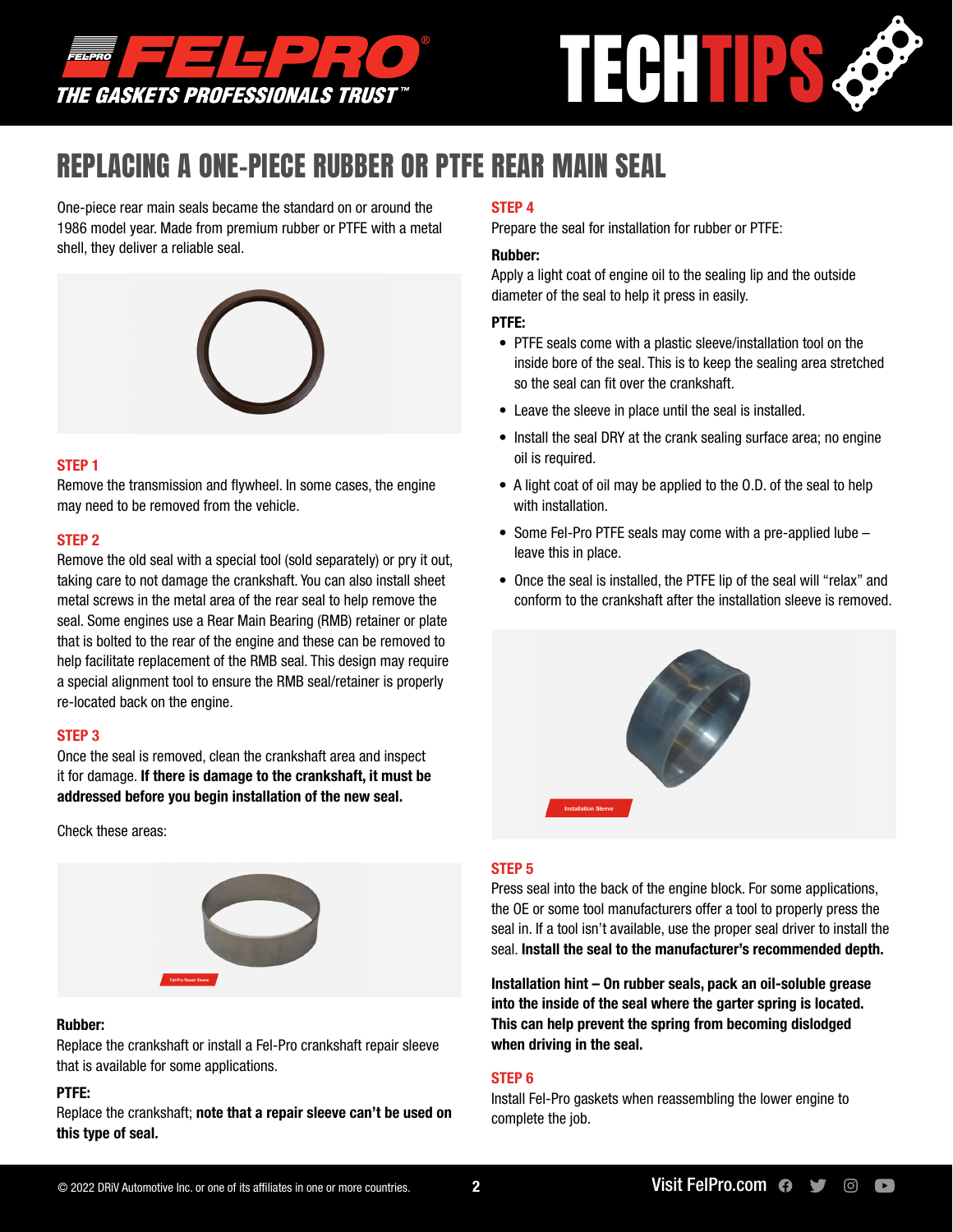# REPLACING A ONE-PIECE RUBBER OR PTFE REAR MAIN SEAL

One-piece rear main seals became the standard on or around the 1986 model year. Made from premium rubber or PTFE with a metal shell, they deliver a reliable seal.

### STEP 1

Remove the transmission and flywheel. In some cases, the engine may need to be removed from the vehicle.

### STEP 2

Remove the old seal with a special tool (sold separately) or pry it out, taking care to not damage the crankshaft. You can also install sheet metal screws in the metal area of the rear seal to help remove the seal. Some engines use a Rear Main Bearing (RMB) retainer or plate that is bolted to the rear of the engine and these can be removed to help facilitate replacement of the RMB seal. This design may require a special alignment tool to ensure the RMB seal/retainer is properly re-located back on the engine.

### STEP 3

Once the seal is removed, clean the crankshaft area and inspect it for damage. **If there is damage to the crankshaft, it must be addressed before you begin installation of the new seal.**

Check these areas:

Fel-Pro Repair Sleeve

**Rubber:**

Replace the crankshaft or install a Fel-Pro crankshaft repair sleeve that is available for some applications.

**PTFE:**

Replace the crankshaft; **note that a repair sleeve can't be used on this type of seal.**

### STEP 4

Prepare the seal for installation for rubber or PTFE:

**Rubber:**

Apply a light coat of engine oil to the sealing lip and the outside diameter of the seal to help it press in easily.

**PTFE:**

- PTFE seals come with a plastic sleeve/installation tool on the inside bore of the seal. This is to keep the sealing area stretched so the seal can fit over the crankshaft.
- Leave the sleeve in place until the seal is installed.
- Install the seal DRY at the crank sealing surface area; no engine oil is required.
- A light coat of oil may be applied to the O.D. of the seal to help with installation.
- Some Fel-Pro PTFE seals may come with a pre-applied lube – leave this in place.
- Once the seal is installed, the PTFE lip of the seal will "relax" and conform to the crankshaft after the installation sleeve is removed.

Installation Sleeve

### STEP 5

Press seal into the back of the engine block. For some applications, the OE or some tool manufacturers offer a tool to properly press the seal in. If a tool isn't available, use the proper seal driver to install the seal. **Install the seal to the manufacturer's recommended depth.**

**Installation hint – On rubber seals, pack an oil-soluble grease into the inside of the seal where the garter spring is located. This can help prevent the spring from becoming dislodged when driving in the seal.**

### STEP 6

Install Fel-Pro gaskets when reassembling the lower engine to complete the job.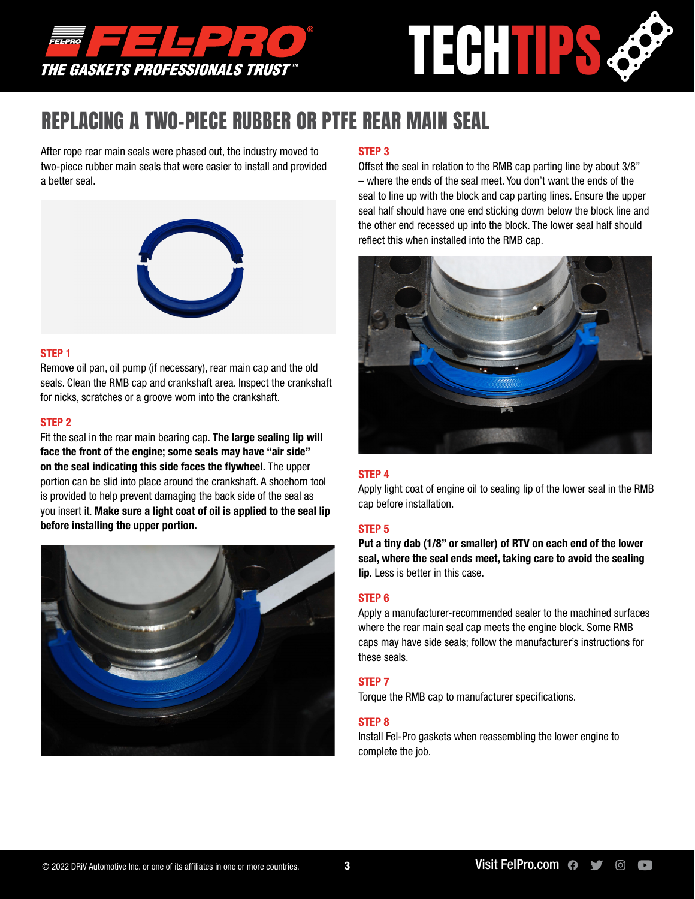# REPLACING A TWO-PIECE RUBBER OR PTFE REAR MAIN SEAL

After rope rear main seals were phased out, the industry moved to two-piece rubber main seals that were easier to install and provided a better seal.

### STEP 1

Remove oil pan, oil pump (if necessary), rear main cap and the old seals. Clean the RMB cap and crankshaft area. Inspect the crankshaft for nicks, scratches or a groove worn into the crankshaft.

### STEP 2

Fit the seal in the rear main bearing cap. **The large sealing lip will face the front of the engine; some seals may have "air side" on the seal indicating this side faces the flywheel.** The upper portion can be slid into place around the crankshaft. A shoehorn tool is provided to help prevent damaging the back side of the seal as you insert it. **Make sure a light coat of oil is applied to the seal lip before installing the upper portion.**

### STEP 3

Offset the seal in relation to the RMB cap parting line by about 3/8" – where the ends of the seal meet. You don't want the ends of the seal to line up with the block and cap parting lines. Ensure the upper seal half should have one end sticking down below the block line and the other end recessed up into the block. The lower seal half should reflect this when installed into the RMB cap.

### STEP 4

Apply light coat of engine oil to sealing lip of the lower seal in the RMB cap before installation.

### STEP 5

**Put a tiny dab (1/8" or smaller) of RTV on each end of the lower seal, where the seal ends meet, taking care to avoid the sealing lip.** Less is better in this case.

### STEP 6

Apply a manufacturer-recommended sealer to the machined surfaces where the rear main seal cap meets the engine block. Some RMB caps may have side seals; follow the manufacturer's instructions for these seals.

### STEP 7

Torque the RMB cap to manufacturer specifications.

### STEP 8

Install Fel-Pro gaskets when reassembling the lower engine to complete the job.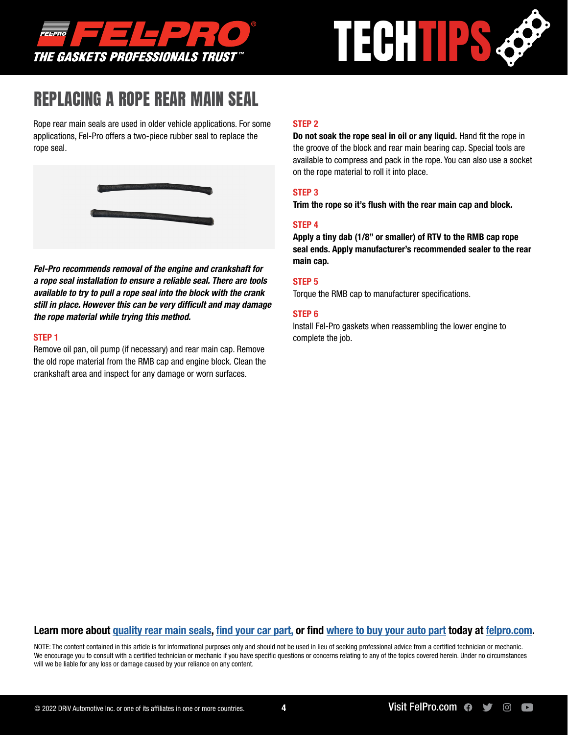# REPLACING A ROPE REAR MAIN SEAL

Rope rear main seals are used in older vehicle applications. For some applications, Fel-Pro offers a two-piece rubber seal to replace the rope seal.

***Fel-Pro recommends removal of the engine and crankshaft for a rope seal installation to ensure a reliable seal. There are tools available to try to pull a rope seal into the block with the crank still in place. However this can be very difficult and may damage the rope material while trying this method.***

### STEP 1

Remove oil pan, oil pump (if necessary) and rear main cap. Remove the old rope material from the RMB cap and engine block. Clean the crankshaft area and inspect for any damage or worn surfaces.

### STEP 2

**Do not soak the rope seal in oil or any liquid.** Hand fit the rope in the groove of the block and rear main bearing cap. Special tools are available to compress and pack in the rope. You can also use a socket on the rope material to roll it into place.

### STEP 3

**Trim the rope so it's flush with the rear main cap and block.**

### STEP 4

**Apply a tiny dab (1/8" or smaller) of RTV to the RMB cap rope seal ends. Apply manufacturer's recommended sealer to the rear main cap.**

### STEP 5

Torque the RMB cap to manufacturer specifications.

### STEP 6

Install Fel-Pro gaskets when reassembling the lower engine to complete the job.

**Learn more about quality rear main seals, find your car part, or find where to buy your auto part today at felpro.com.**

NOTE: The content contained in this article is for informational purposes only and should not be used in lieu of seeking professional advice from a certified technician or mechanic. We encourage you to consult with a certified technician or mechanic if you have specific questions or concerns relating to any of the topics covered herein. Under no circumstances will we be liable for any loss or damage caused by your reliance on any content.

© 2022 DRiV Automotive Inc. or one of its affiliates in one or more countries.